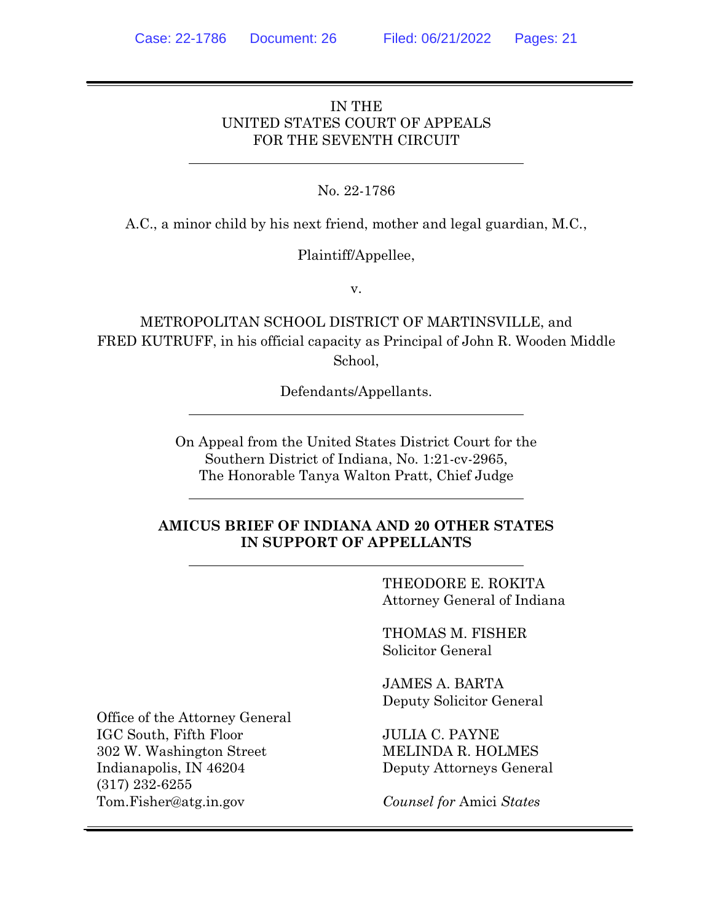IN THE
UNITED STATES COURT OF APPEALS
FOR THE SEVENTH CIRCUIT

No. 22-1786

A.C., a minor child by his next friend, mother and legal guardian, M.C.,

Plaintiff/Appellee,

v.

METROPOLITAN SCHOOL DISTRICT OF MARTINSVILLE, and FRED KUTRUFF, in his official capacity as Principal of John R. Wooden Middle School,

Defendants/Appellants.

On Appeal from the United States District Court for the Southern District of Indiana, No. 1:21-cv-2965,
The Honorable Tanya Walton Pratt, Chief Judge

**AMICUS BRIEF OF INDIANA AND 20 OTHER STATES IN SUPPORT OF APPELLANTS**

THEODORE E. ROKITA
Attorney General of Indiana

THOMAS M. FISHER
Solicitor General

JAMES A. BARTA
Deputy Solicitor General

JULIA C. PAYNE
MELINDA R. HOLMES
Deputy Attorneys General

*Counsel for* Amici *States*

Office of the Attorney General
IGC South, Fifth Floor
302 W. Washington Street
Indianapolis, IN 46204
(317) 232-6255
Tom.Fisher@atg.in.gov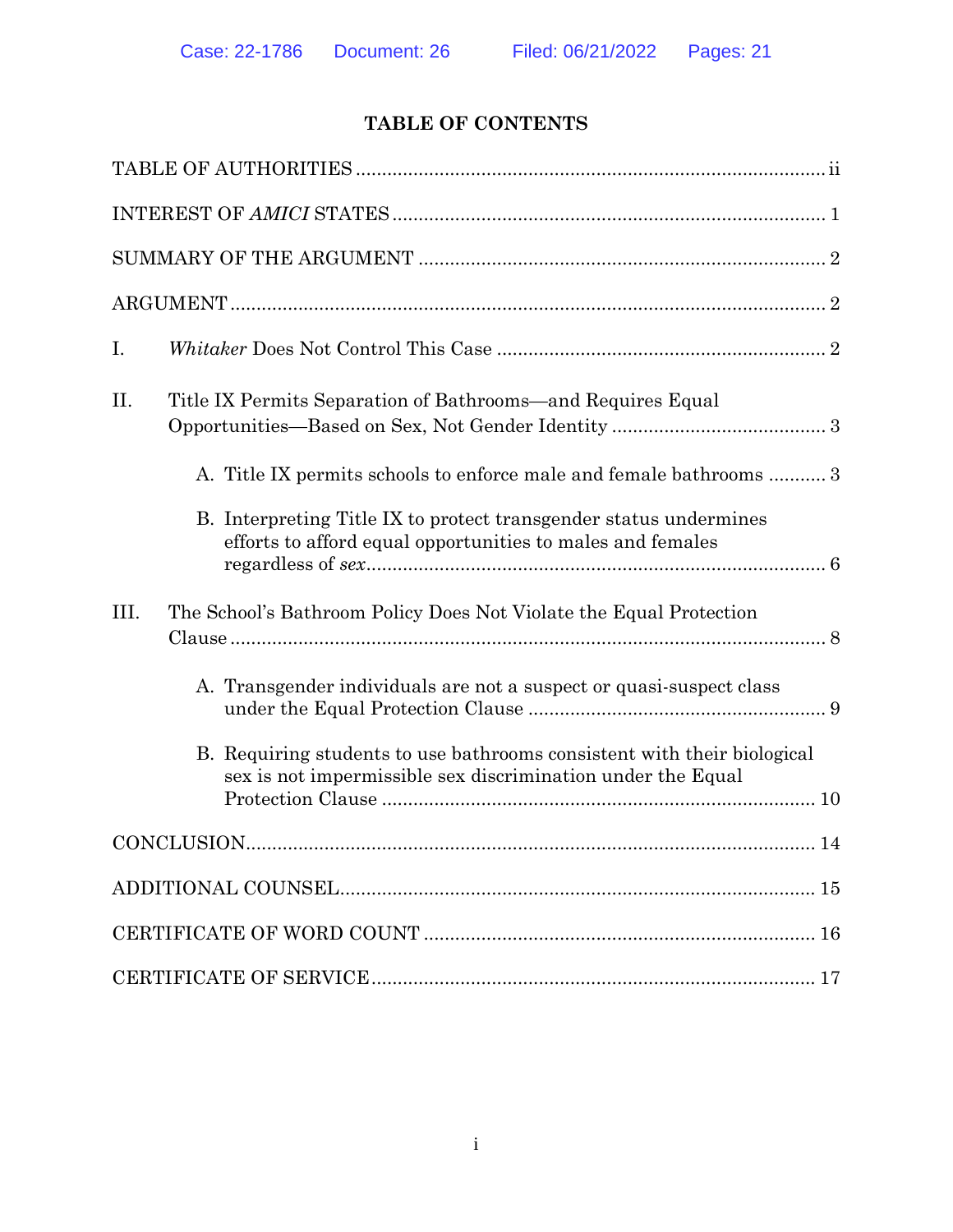# TABLE OF CONTENTS

TABLE OF AUTHORITIES ........................................................................................ ii

INTEREST OF *AMICI* STATES .................................................................................. 1

SUMMARY OF THE ARGUMENT ............................................................................. 2

ARGUMENT ................................................................................................................ 2

I. *Whitaker* Does Not Control This Case ................................................................ 2

II. Title IX Permits Separation of Bathrooms—and Requires Equal Opportunities—Based on Sex, Not Gender Identity ......................................... 3

A. Title IX permits schools to enforce male and female bathrooms ........... 3

B. Interpreting Title IX to protect transgender status undermines efforts to afford equal opportunities to males and females regardless of *sex* ........................................................................................ 6

III. The School's Bathroom Policy Does Not Violate the Equal Protection Clause .................................................................................................................. 8

A. Transgender individuals are not a suspect or quasi-suspect class under the Equal Protection Clause .......................................................... 9

B. Requiring students to use bathrooms consistent with their biological sex is not impermissible sex discrimination under the Equal Protection Clause .................................................................................. 10

CONCLUSION........................................................................................................... 14

ADDITIONAL COUNSEL.......................................................................................... 15

CERTIFICATE OF WORD COUNT ......................................................................... 16

CERTIFICATE OF SERVICE.................................................................................... 17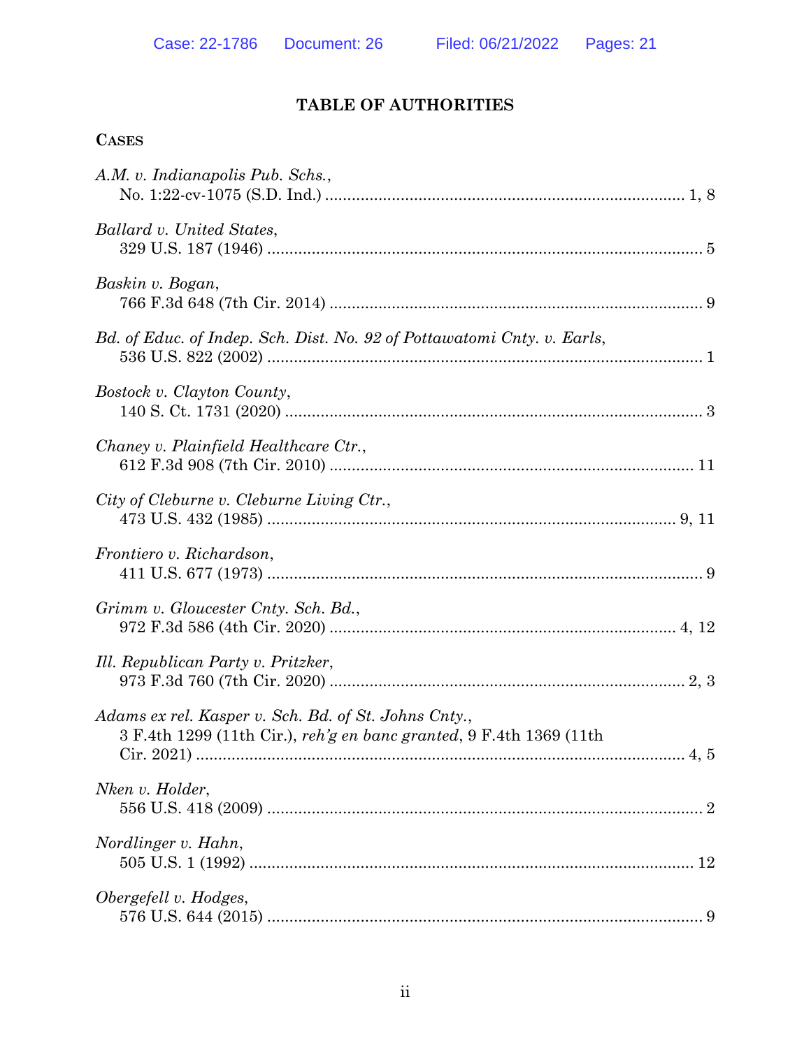# TABLE OF AUTHORITIES

## CASES

*A.M. v. Indianapolis Pub. Schs.*,
No. 1:22-cv-1075 (S.D. Ind.) .................................................................................. 1, 8

*Ballard v. United States*,
329 U.S. 187 (1946) .................................................................................................. 5

*Baskin v. Bogan*,
766 F.3d 648 (7th Cir. 2014) .................................................................................... 9

*Bd. of Educ. of Indep. Sch. Dist. No. 92 of Pottawatomi Cnty. v. Earls*,
536 U.S. 822 (2002) .................................................................................................. 1

*Bostock v. Clayton County*,
140 S. Ct. 1731 (2020) .............................................................................................. 3

*Chaney v. Plainfield Healthcare Ctr.*,
612 F.3d 908 (7th Cir. 2010) .................................................................................. 11

*City of Cleburne v. Cleburne Living Ctr.*,
473 U.S. 432 (1985) ............................................................................................ 9, 11

*Frontiero v. Richardson*,
411 U.S. 677 (1973) .................................................................................................. 9

*Grimm v. Gloucester Cnty. Sch. Bd.*,
972 F.3d 586 (4th Cir. 2020) .............................................................................. 4, 12

*Ill. Republican Party v. Pritzker*,
973 F.3d 760 (7th Cir. 2020) ................................................................................ 2, 3

*Adams ex rel. Kasper v. Sch. Bd. of St. Johns Cnty.*,
3 F.4th 1299 (11th Cir.), *reh'g en banc granted*, 9 F.4th 1369 (11th Cir. 2021) .............................................................................................. 4, 5

*Nken v. Holder*,
556 U.S. 418 (2009) .................................................................................................. 2

*Nordlinger v. Hahn*,
505 U.S. 1 (1992) .................................................................................................... 12

*Obergefell v. Hodges*,
576 U.S. 644 (2015) .................................................................................................. 9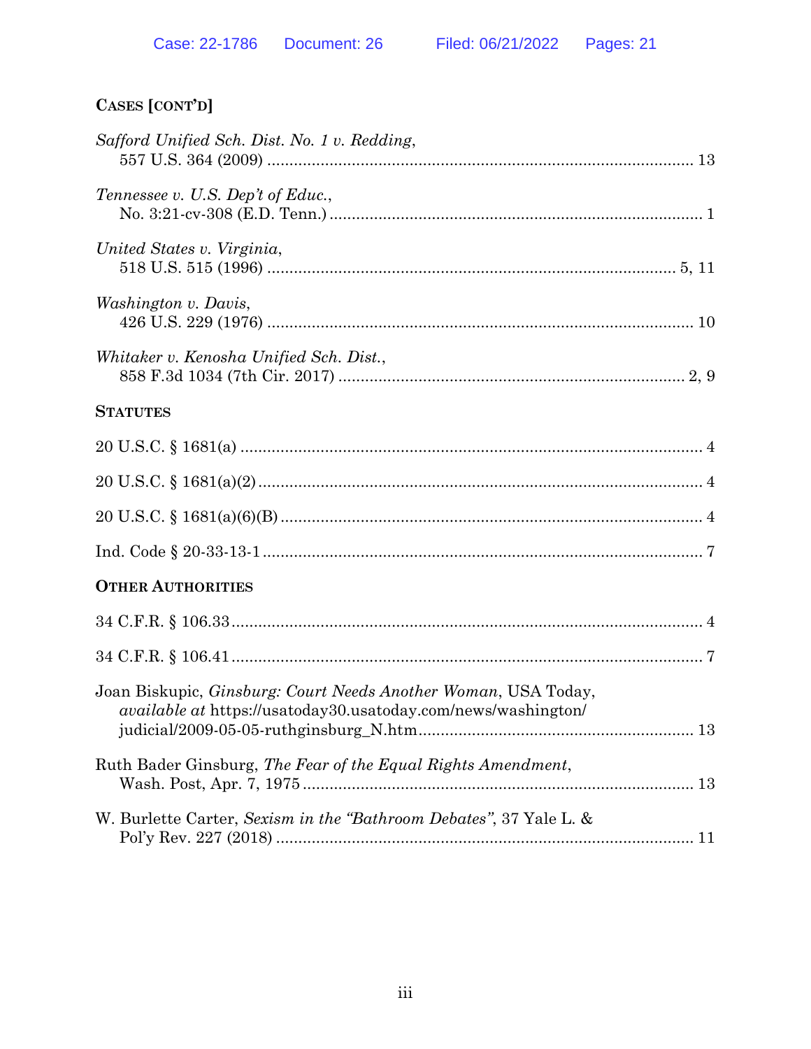**CASES [CONT'D]**

*Safford Unified Sch. Dist. No. 1 v. Redding*,
557 U.S. 364 (2009) ............................................................................................ 13

*Tennessee v. U.S. Dep't of Educ.*,
No. 3:21-cv-308 (E.D. Tenn.) ............................................................................... 1

*United States v. Virginia*,
518 U.S. 515 (1996) ...................................................................................... 5, 11

*Washington v. Davis*,
426 U.S. 229 (1976) ........................................................................................ 10

*Whitaker v. Kenosha Unified Sch. Dist.*,
858 F.3d 1034 (7th Cir. 2017) ..................................................................... 2, 9

**STATUTES**

20 U.S.C. § 1681(a) .................................................................................................. 4

20 U.S.C. § 1681(a)(2) .............................................................................................. 4

20 U.S.C. § 1681(a)(6)(B) ......................................................................................... 4

Ind. Code § 20-33-13-1 ............................................................................................. 7

**OTHER AUTHORITIES**

34 C.F.R. § 106.33 .................................................................................................... 4

34 C.F.R. § 106.41 .................................................................................................... 7

Joan Biskupic, *Ginsburg: Court Needs Another Woman*, USA Today,
*available at* https://usatoday30.usatoday.com/news/washington/
judicial/2009-05-05-ruthginsburg_N.htm ....................................................... 13

Ruth Bader Ginsburg, *The Fear of the Equal Rights Amendment*,
Wash. Post, Apr. 7, 1975 .................................................................................. 13

W. Burlette Carter, *Sexism in the "Bathroom Debates"*, 37 Yale L. &
Pol'y Rev. 227 (2018) ......................................................................................... 11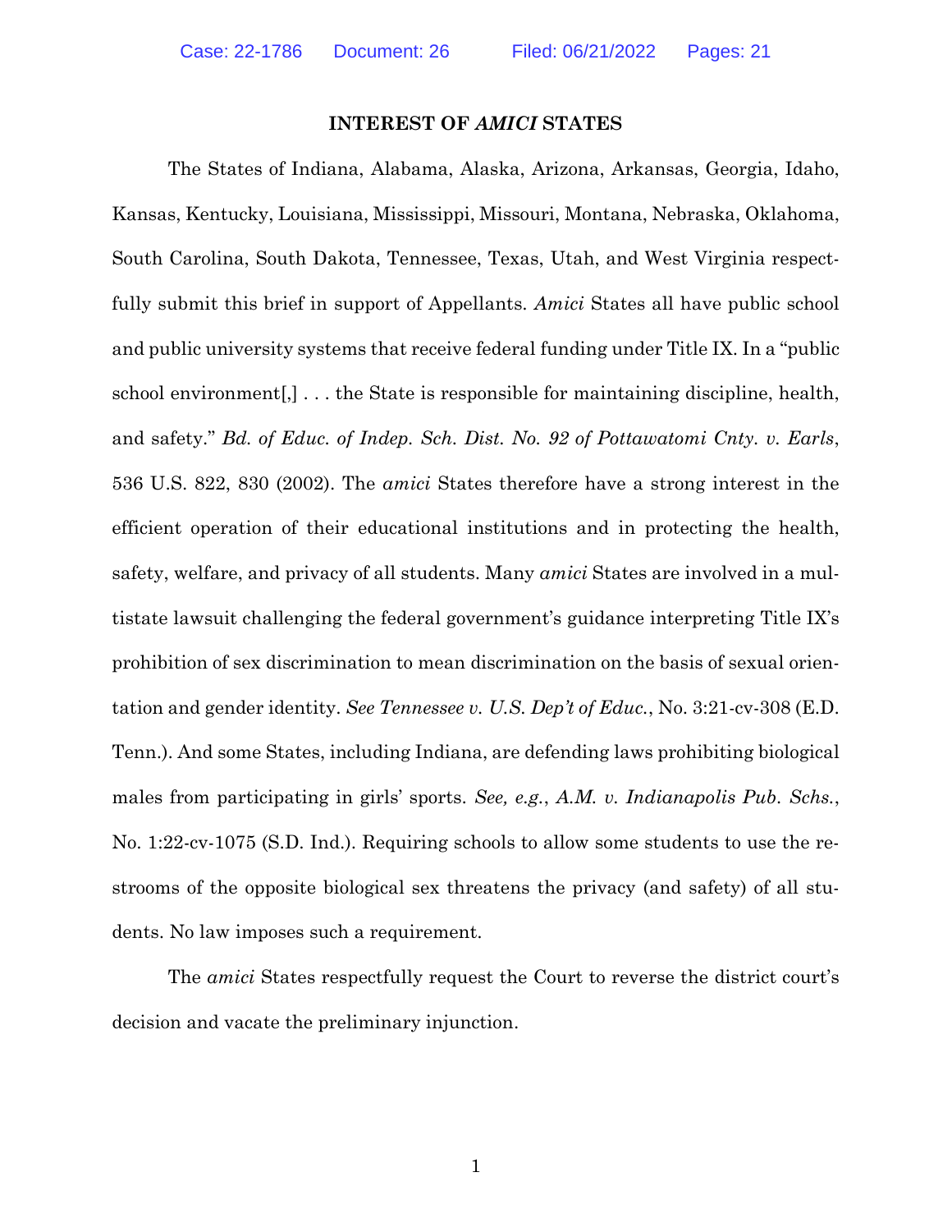## INTEREST OF *AMICI* STATES

The States of Indiana, Alabama, Alaska, Arizona, Arkansas, Georgia, Idaho, Kansas, Kentucky, Louisiana, Mississippi, Missouri, Montana, Nebraska, Oklahoma, South Carolina, South Dakota, Tennessee, Texas, Utah, and West Virginia respectfully submit this brief in support of Appellants. *Amici* States all have public school and public university systems that receive federal funding under Title IX. In a "public school environment[,] . . . the State is responsible for maintaining discipline, health, and safety." *Bd. of Educ. of Indep. Sch. Dist. No. 92 of Pottawatomi Cnty. v. Earls*, 536 U.S. 822, 830 (2002). The *amici* States therefore have a strong interest in the efficient operation of their educational institutions and in protecting the health, safety, welfare, and privacy of all students. Many *amici* States are involved in a multistate lawsuit challenging the federal government's guidance interpreting Title IX's prohibition of sex discrimination to mean discrimination on the basis of sexual orientation and gender identity. *See Tennessee v. U.S. Dep't of Educ.*, No. 3:21-cv-308 (E.D. Tenn.). And some States, including Indiana, are defending laws prohibiting biological males from participating in girls' sports. *See, e.g.*, *A.M. v. Indianapolis Pub. Schs.*, No. 1:22-cv-1075 (S.D. Ind.). Requiring schools to allow some students to use the restrooms of the opposite biological sex threatens the privacy (and safety) of all students. No law imposes such a requirement.

The *amici* States respectfully request the Court to reverse the district court's decision and vacate the preliminary injunction.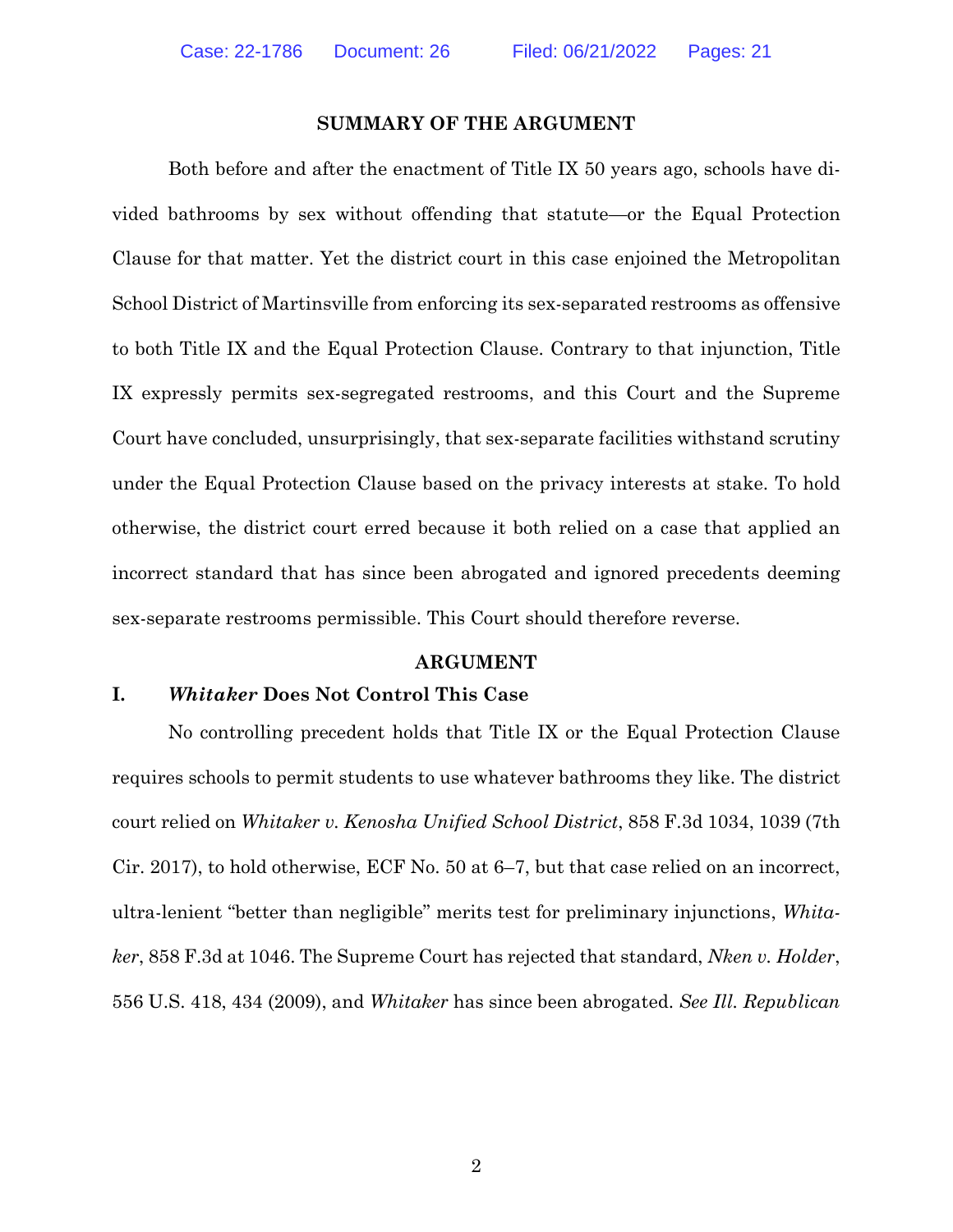## SUMMARY OF THE ARGUMENT

Both before and after the enactment of Title IX 50 years ago, schools have divided bathrooms by sex without offending that statute—or the Equal Protection Clause for that matter. Yet the district court in this case enjoined the Metropolitan School District of Martinsville from enforcing its sex-separated restrooms as offensive to both Title IX and the Equal Protection Clause. Contrary to that injunction, Title IX expressly permits sex-segregated restrooms, and this Court and the Supreme Court have concluded, unsurprisingly, that sex-separate facilities withstand scrutiny under the Equal Protection Clause based on the privacy interests at stake. To hold otherwise, the district court erred because it both relied on a case that applied an incorrect standard that has since been abrogated and ignored precedents deeming sex-separate restrooms permissible. This Court should therefore reverse.

## ARGUMENT

### I. *Whitaker* Does Not Control This Case

No controlling precedent holds that Title IX or the Equal Protection Clause requires schools to permit students to use whatever bathrooms they like. The district court relied on *Whitaker v. Kenosha Unified School District*, 858 F.3d 1034, 1039 (7th Cir. 2017), to hold otherwise, ECF No. 50 at 6–7, but that case relied on an incorrect, ultra-lenient "better than negligible" merits test for preliminary injunctions, *Whitaker*, 858 F.3d at 1046. The Supreme Court has rejected that standard, *Nken v. Holder*, 556 U.S. 418, 434 (2009), and *Whitaker* has since been abrogated. *See Ill. Republican*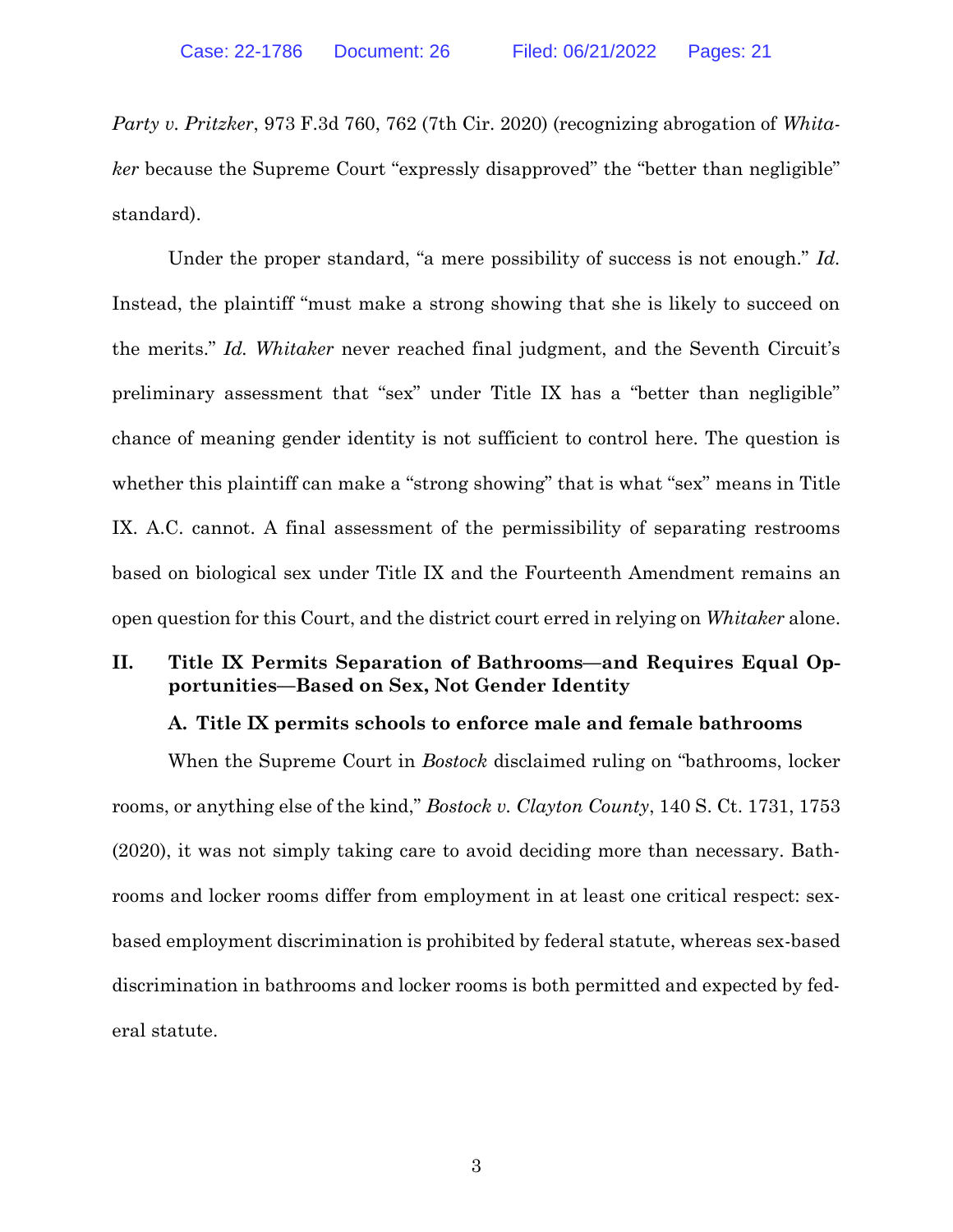*Party v. Pritzker*, 973 F.3d 760, 762 (7th Cir. 2020) (recognizing abrogation of *Whitaker* because the Supreme Court "expressly disapproved" the "better than negligible" standard).

Under the proper standard, "a mere possibility of success is not enough." *Id.* Instead, the plaintiff "must make a strong showing that she is likely to succeed on the merits." *Id. Whitaker* never reached final judgment, and the Seventh Circuit's preliminary assessment that "sex" under Title IX has a "better than negligible" chance of meaning gender identity is not sufficient to control here. The question is whether this plaintiff can make a "strong showing" that is what "sex" means in Title IX. A.C. cannot. A final assessment of the permissibility of separating restrooms based on biological sex under Title IX and the Fourteenth Amendment remains an open question for this Court, and the district court erred in relying on *Whitaker* alone.

## II. Title IX Permits Separation of Bathrooms—and Requires Equal Opportunities—Based on Sex, Not Gender Identity

### A. Title IX permits schools to enforce male and female bathrooms

When the Supreme Court in *Bostock* disclaimed ruling on "bathrooms, locker rooms, or anything else of the kind," *Bostock v. Clayton County*, 140 S. Ct. 1731, 1753 (2020), it was not simply taking care to avoid deciding more than necessary. Bathrooms and locker rooms differ from employment in at least one critical respect: sex-based employment discrimination is prohibited by federal statute, whereas sex-based discrimination in bathrooms and locker rooms is both permitted and expected by federal statute.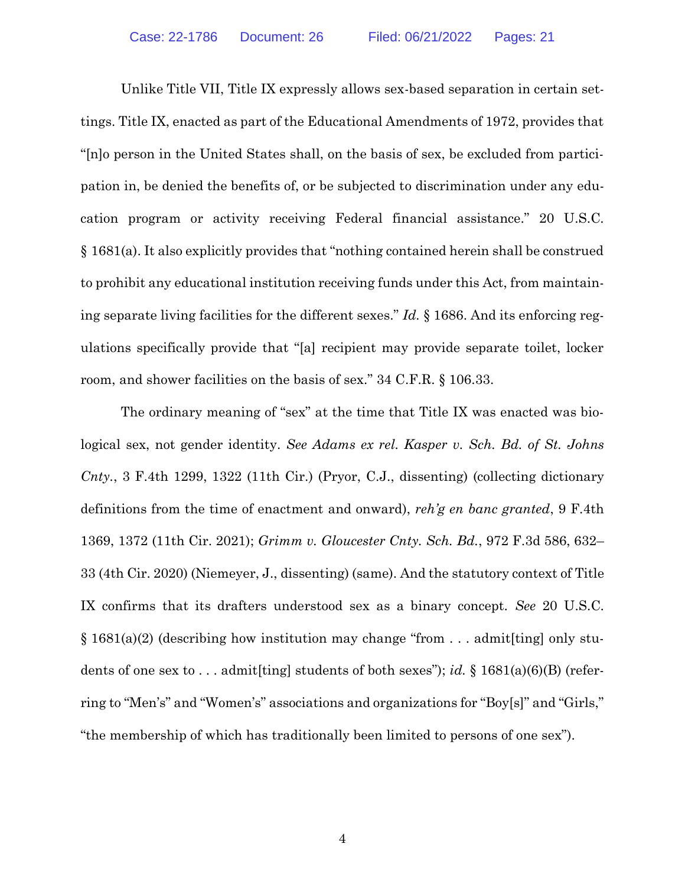Unlike Title VII, Title IX expressly allows sex-based separation in certain settings. Title IX, enacted as part of the Educational Amendments of 1972, provides that "[n]o person in the United States shall, on the basis of sex, be excluded from participation in, be denied the benefits of, or be subjected to discrimination under any education program or activity receiving Federal financial assistance." 20 U.S.C. § 1681(a). It also explicitly provides that "nothing contained herein shall be construed to prohibit any educational institution receiving funds under this Act, from maintaining separate living facilities for the different sexes." *Id.* § 1686. And its enforcing regulations specifically provide that "[a] recipient may provide separate toilet, locker room, and shower facilities on the basis of sex." 34 C.F.R. § 106.33.

The ordinary meaning of "sex" at the time that Title IX was enacted was biological sex, not gender identity. *See Adams ex rel. Kasper v. Sch. Bd. of St. Johns Cnty.*, 3 F.4th 1299, 1322 (11th Cir.) (Pryor, C.J., dissenting) (collecting dictionary definitions from the time of enactment and onward), *reh'g en banc granted*, 9 F.4th 1369, 1372 (11th Cir. 2021); *Grimm v. Gloucester Cnty. Sch. Bd.*, 972 F.3d 586, 632–33 (4th Cir. 2020) (Niemeyer, J., dissenting) (same). And the statutory context of Title IX confirms that its drafters understood sex as a binary concept. *See* 20 U.S.C. § 1681(a)(2) (describing how institution may change "from . . . admit[ting] only students of one sex to . . . admit[ting] students of both sexes"); *id.* § 1681(a)(6)(B) (referring to "Men's" and "Women's" associations and organizations for "Boy[s]" and "Girls," "the membership of which has traditionally been limited to persons of one sex").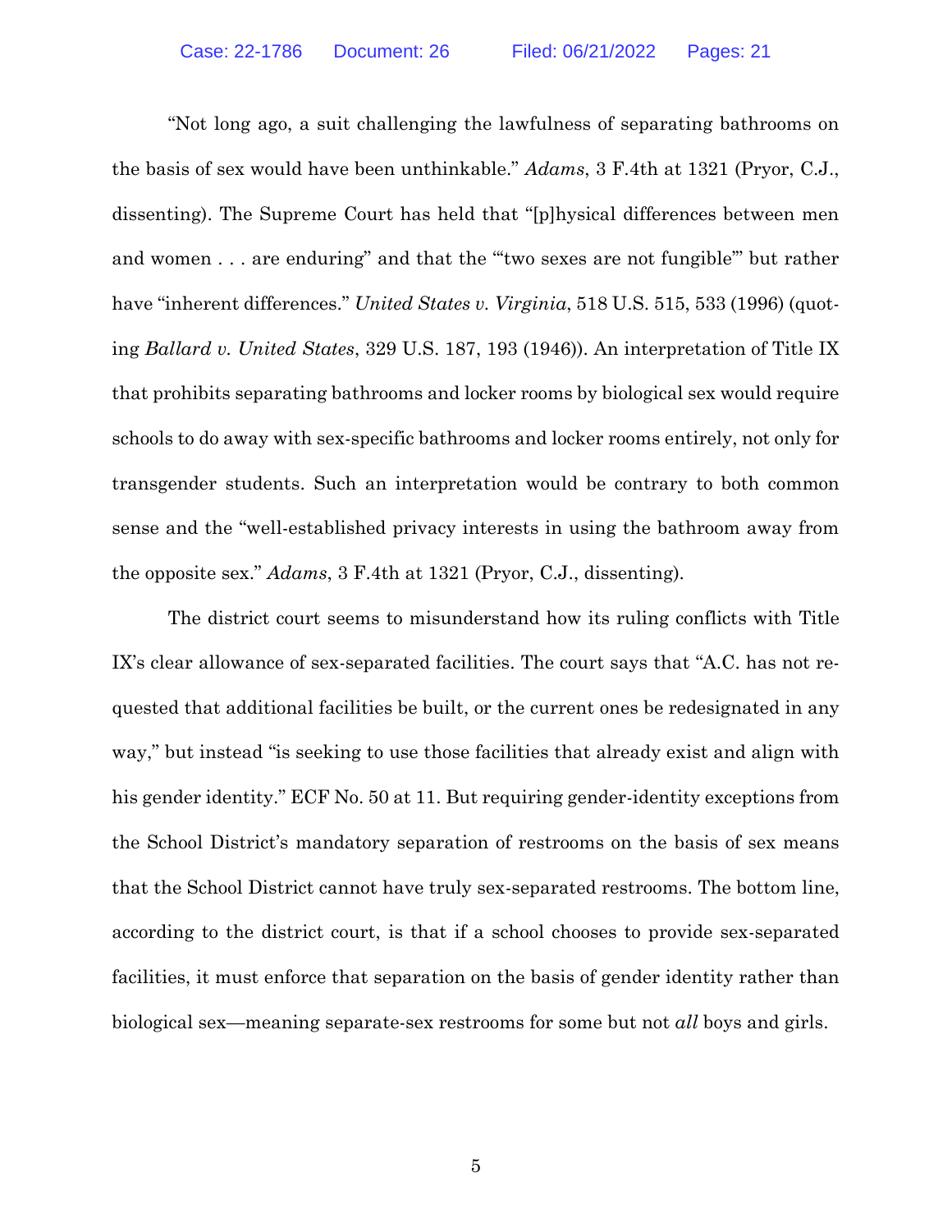"Not long ago, a suit challenging the lawfulness of separating bathrooms on the basis of sex would have been unthinkable." *Adams*, 3 F.4th at 1321 (Pryor, C.J., dissenting). The Supreme Court has held that "[p]hysical differences between men and women . . . are enduring" and that the "'two sexes are not fungible'" but rather have "inherent differences." *United States v. Virginia*, 518 U.S. 515, 533 (1996) (quoting *Ballard v. United States*, 329 U.S. 187, 193 (1946)). An interpretation of Title IX that prohibits separating bathrooms and locker rooms by biological sex would require schools to do away with sex-specific bathrooms and locker rooms entirely, not only for transgender students. Such an interpretation would be contrary to both common sense and the "well-established privacy interests in using the bathroom away from the opposite sex." *Adams*, 3 F.4th at 1321 (Pryor, C.J., dissenting).

The district court seems to misunderstand how its ruling conflicts with Title IX's clear allowance of sex-separated facilities. The court says that "A.C. has not requested that additional facilities be built, or the current ones be redesignated in any way," but instead "is seeking to use those facilities that already exist and align with his gender identity." ECF No. 50 at 11. But requiring gender-identity exceptions from the School District's mandatory separation of restrooms on the basis of sex means that the School District cannot have truly sex-separated restrooms. The bottom line, according to the district court, is that if a school chooses to provide sex-separated facilities, it must enforce that separation on the basis of gender identity rather than biological sex—meaning separate-sex restrooms for some but not *all* boys and girls.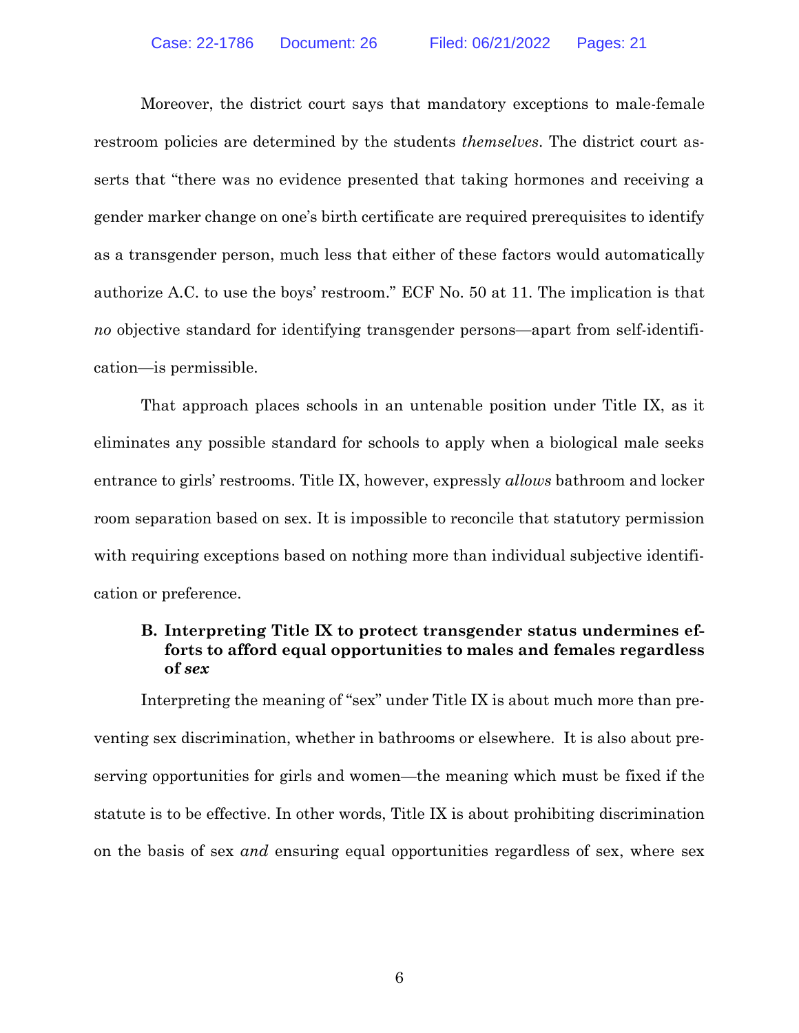Moreover, the district court says that mandatory exceptions to male-female restroom policies are determined by the students *themselves*. The district court asserts that "there was no evidence presented that taking hormones and receiving a gender marker change on one's birth certificate are required prerequisites to identify as a transgender person, much less that either of these factors would automatically authorize A.C. to use the boys' restroom." ECF No. 50 at 11. The implication is that *no* objective standard for identifying transgender persons—apart from self-identification—is permissible.

That approach places schools in an untenable position under Title IX, as it eliminates any possible standard for schools to apply when a biological male seeks entrance to girls' restrooms. Title IX, however, expressly *allows* bathroom and locker room separation based on sex. It is impossible to reconcile that statutory permission with requiring exceptions based on nothing more than individual subjective identification or preference.

### B. Interpreting Title IX to protect transgender status undermines efforts to afford equal opportunities to males and females regardless of *sex*

Interpreting the meaning of "sex" under Title IX is about much more than preventing sex discrimination, whether in bathrooms or elsewhere. It is also about preserving opportunities for girls and women—the meaning which must be fixed if the statute is to be effective. In other words, Title IX is about prohibiting discrimination on the basis of sex *and* ensuring equal opportunities regardless of sex, where sex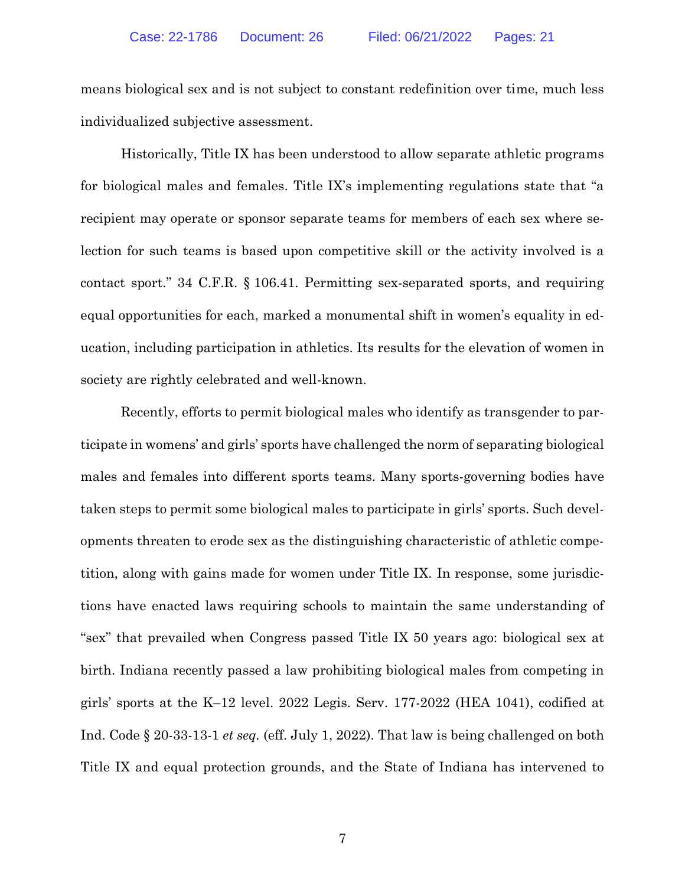means biological sex and is not subject to constant redefinition over time, much less individualized subjective assessment.

Historically, Title IX has been understood to allow separate athletic programs for biological males and females. Title IX's implementing regulations state that "a recipient may operate or sponsor separate teams for members of each sex where selection for such teams is based upon competitive skill or the activity involved is a contact sport." 34 C.F.R. § 106.41. Permitting sex-separated sports, and requiring equal opportunities for each, marked a monumental shift in women's equality in education, including participation in athletics. Its results for the elevation of women in society are rightly celebrated and well-known.

Recently, efforts to permit biological males who identify as transgender to participate in womens' and girls' sports have challenged the norm of separating biological males and females into different sports teams. Many sports-governing bodies have taken steps to permit some biological males to participate in girls' sports. Such developments threaten to erode sex as the distinguishing characteristic of athletic competition, along with gains made for women under Title IX. In response, some jurisdictions have enacted laws requiring schools to maintain the same understanding of "sex" that prevailed when Congress passed Title IX 50 years ago: biological sex at birth. Indiana recently passed a law prohibiting biological males from competing in girls' sports at the K–12 level. 2022 Legis. Serv. 177-2022 (HEA 1041), codified at Ind. Code § 20-33-13-1 *et seq.* (eff. July 1, 2022). That law is being challenged on both Title IX and equal protection grounds, and the State of Indiana has intervened to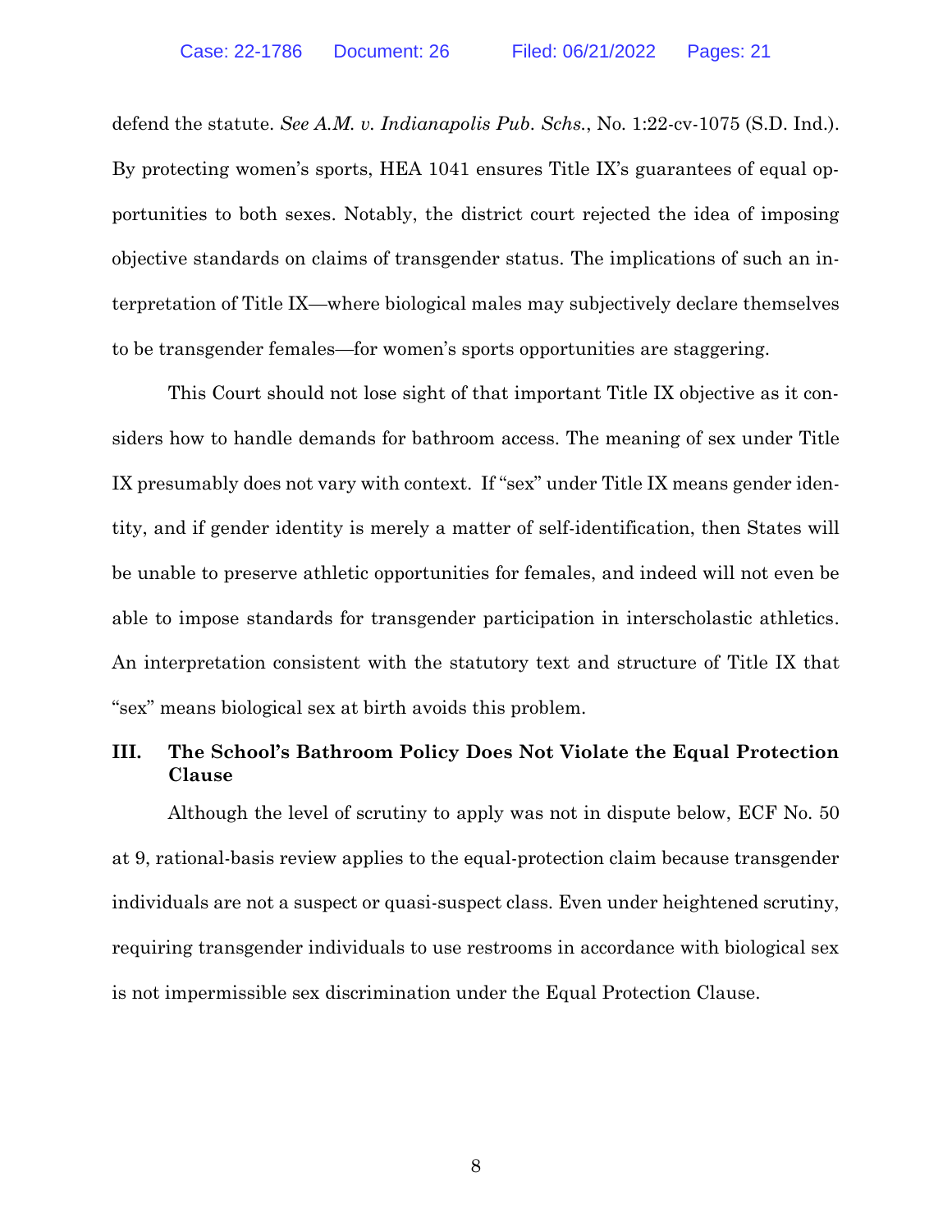defend the statute. *See A.M. v. Indianapolis Pub. Schs.*, No. 1:22-cv-1075 (S.D. Ind.). By protecting women's sports, HEA 1041 ensures Title IX's guarantees of equal opportunities to both sexes. Notably, the district court rejected the idea of imposing objective standards on claims of transgender status. The implications of such an interpretation of Title IX—where biological males may subjectively declare themselves to be transgender females—for women's sports opportunities are staggering.

This Court should not lose sight of that important Title IX objective as it considers how to handle demands for bathroom access. The meaning of sex under Title IX presumably does not vary with context. If "sex" under Title IX means gender identity, and if gender identity is merely a matter of self-identification, then States will be unable to preserve athletic opportunities for females, and indeed will not even be able to impose standards for transgender participation in interscholastic athletics. An interpretation consistent with the statutory text and structure of Title IX that "sex" means biological sex at birth avoids this problem.

### III. The School's Bathroom Policy Does Not Violate the Equal Protection Clause

Although the level of scrutiny to apply was not in dispute below, ECF No. 50 at 9, rational-basis review applies to the equal-protection claim because transgender individuals are not a suspect or quasi-suspect class. Even under heightened scrutiny, requiring transgender individuals to use restrooms in accordance with biological sex is not impermissible sex discrimination under the Equal Protection Clause.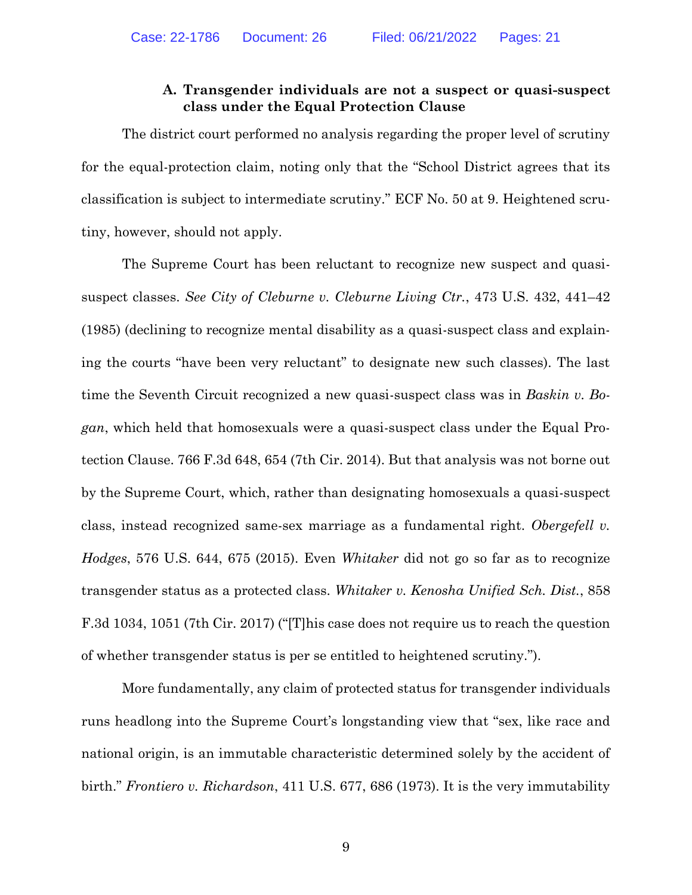### A. Transgender individuals are not a suspect or quasi-suspect class under the Equal Protection Clause

The district court performed no analysis regarding the proper level of scrutiny for the equal-protection claim, noting only that the "School District agrees that its classification is subject to intermediate scrutiny." ECF No. 50 at 9. Heightened scrutiny, however, should not apply.

The Supreme Court has been reluctant to recognize new suspect and quasi-suspect classes. *See City of Cleburne v. Cleburne Living Ctr.*, 473 U.S. 432, 441–42 (1985) (declining to recognize mental disability as a quasi-suspect class and explaining the courts "have been very reluctant" to designate new such classes). The last time the Seventh Circuit recognized a new quasi-suspect class was in *Baskin v. Bogan*, which held that homosexuals were a quasi-suspect class under the Equal Protection Clause. 766 F.3d 648, 654 (7th Cir. 2014). But that analysis was not borne out by the Supreme Court, which, rather than designating homosexuals a quasi-suspect class, instead recognized same-sex marriage as a fundamental right. *Obergefell v. Hodges*, 576 U.S. 644, 675 (2015). Even *Whitaker* did not go so far as to recognize transgender status as a protected class. *Whitaker v. Kenosha Unified Sch. Dist.*, 858 F.3d 1034, 1051 (7th Cir. 2017) ("[T]his case does not require us to reach the question of whether transgender status is per se entitled to heightened scrutiny.").

More fundamentally, any claim of protected status for transgender individuals runs headlong into the Supreme Court's longstanding view that "sex, like race and national origin, is an immutable characteristic determined solely by the accident of birth." *Frontiero v. Richardson*, 411 U.S. 677, 686 (1973). It is the very immutability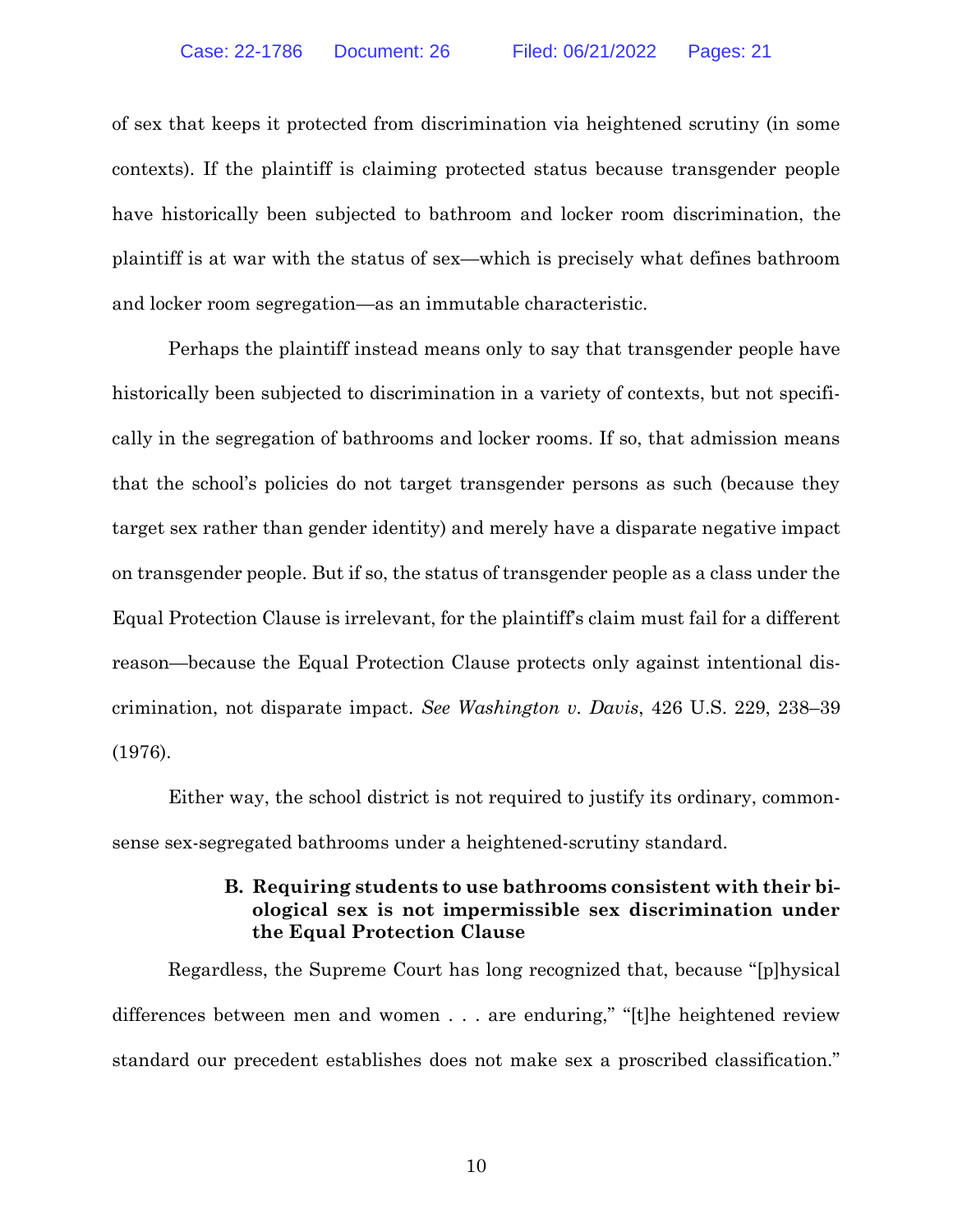of sex that keeps it protected from discrimination via heightened scrutiny (in some contexts). If the plaintiff is claiming protected status because transgender people have historically been subjected to bathroom and locker room discrimination, the plaintiff is at war with the status of sex—which is precisely what defines bathroom and locker room segregation—as an immutable characteristic.

Perhaps the plaintiff instead means only to say that transgender people have historically been subjected to discrimination in a variety of contexts, but not specifically in the segregation of bathrooms and locker rooms. If so, that admission means that the school's policies do not target transgender persons as such (because they target sex rather than gender identity) and merely have a disparate negative impact on transgender people. But if so, the status of transgender people as a class under the Equal Protection Clause is irrelevant, for the plaintiff's claim must fail for a different reason—because the Equal Protection Clause protects only against intentional discrimination, not disparate impact. *See Washington v. Davis*, 426 U.S. 229, 238–39 (1976).

Either way, the school district is not required to justify its ordinary, commonsense sex-segregated bathrooms under a heightened-scrutiny standard.

### B. Requiring students to use bathrooms consistent with their biological sex is not impermissible sex discrimination under the Equal Protection Clause

Regardless, the Supreme Court has long recognized that, because "[p]hysical differences between men and women . . . are enduring," "[t]he heightened review standard our precedent establishes does not make sex a proscribed classification."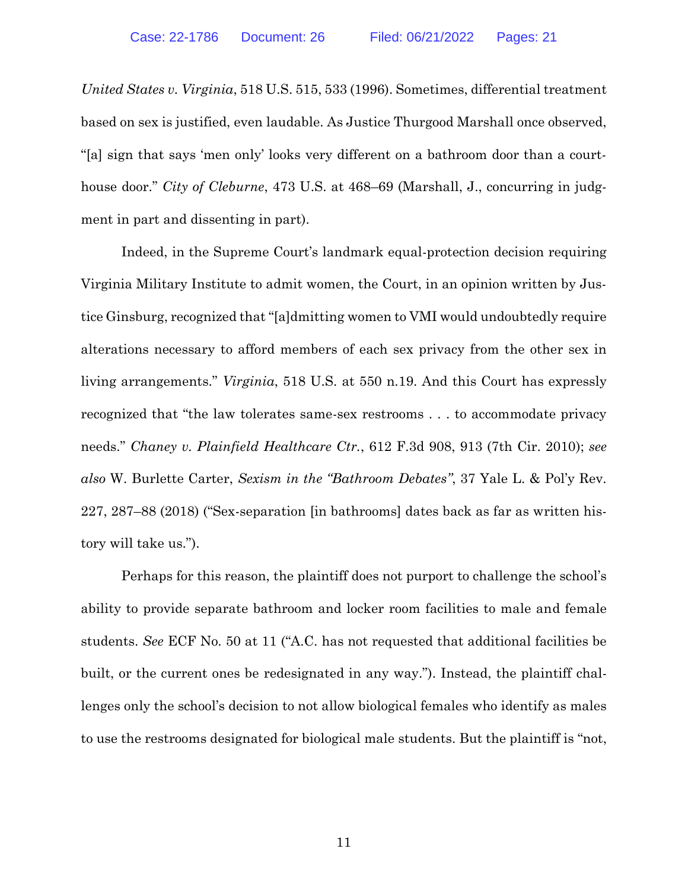*United States v. Virginia*, 518 U.S. 515, 533 (1996). Sometimes, differential treatment based on sex is justified, even laudable. As Justice Thurgood Marshall once observed, "[a] sign that says 'men only' looks very different on a bathroom door than a courthouse door." *City of Cleburne*, 473 U.S. at 468–69 (Marshall, J., concurring in judgment in part and dissenting in part).

Indeed, in the Supreme Court's landmark equal-protection decision requiring Virginia Military Institute to admit women, the Court, in an opinion written by Justice Ginsburg, recognized that "[a]dmitting women to VMI would undoubtedly require alterations necessary to afford members of each sex privacy from the other sex in living arrangements." *Virginia*, 518 U.S. at 550 n.19. And this Court has expressly recognized that "the law tolerates same-sex restrooms . . . to accommodate privacy needs." *Chaney v. Plainfield Healthcare Ctr.*, 612 F.3d 908, 913 (7th Cir. 2010); *see also* W. Burlette Carter, *Sexism in the "Bathroom Debates"*, 37 Yale L. & Pol'y Rev. 227, 287–88 (2018) ("Sex-separation [in bathrooms] dates back as far as written history will take us.").

Perhaps for this reason, the plaintiff does not purport to challenge the school's ability to provide separate bathroom and locker room facilities to male and female students. *See* ECF No. 50 at 11 ("A.C. has not requested that additional facilities be built, or the current ones be redesignated in any way."). Instead, the plaintiff challenges only the school's decision to not allow biological females who identify as males to use the restrooms designated for biological male students. But the plaintiff is "not,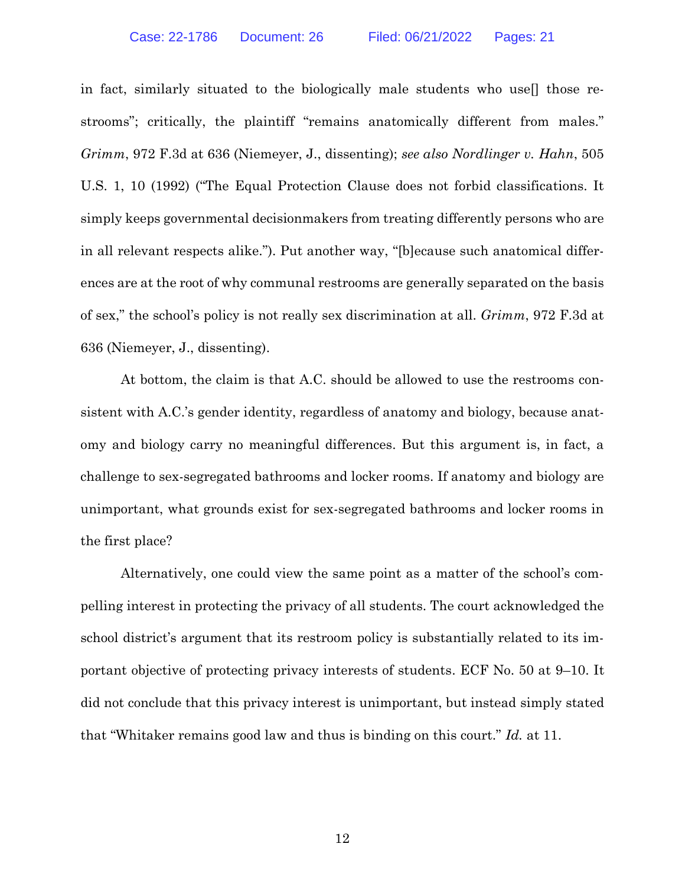in fact, similarly situated to the biologically male students who use[] those restrooms"; critically, the plaintiff "remains anatomically different from males." *Grimm*, 972 F.3d at 636 (Niemeyer, J., dissenting); *see also Nordlinger v. Hahn*, 505 U.S. 1, 10 (1992) ("The Equal Protection Clause does not forbid classifications. It simply keeps governmental decisionmakers from treating differently persons who are in all relevant respects alike."). Put another way, "[b]ecause such anatomical differences are at the root of why communal restrooms are generally separated on the basis of sex," the school's policy is not really sex discrimination at all. *Grimm*, 972 F.3d at 636 (Niemeyer, J., dissenting).

At bottom, the claim is that A.C. should be allowed to use the restrooms consistent with A.C.'s gender identity, regardless of anatomy and biology, because anatomy and biology carry no meaningful differences. But this argument is, in fact, a challenge to sex-segregated bathrooms and locker rooms. If anatomy and biology are unimportant, what grounds exist for sex-segregated bathrooms and locker rooms in the first place?

Alternatively, one could view the same point as a matter of the school's compelling interest in protecting the privacy of all students. The court acknowledged the school district's argument that its restroom policy is substantially related to its important objective of protecting privacy interests of students. ECF No. 50 at 9–10. It did not conclude that this privacy interest is unimportant, but instead simply stated that "Whitaker remains good law and thus is binding on this court." *Id.* at 11.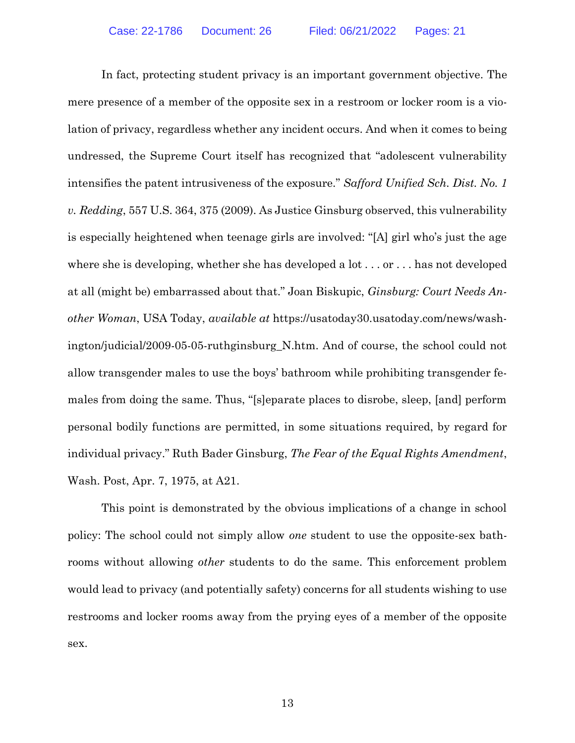In fact, protecting student privacy is an important government objective. The mere presence of a member of the opposite sex in a restroom or locker room is a violation of privacy, regardless whether any incident occurs. And when it comes to being undressed, the Supreme Court itself has recognized that "adolescent vulnerability intensifies the patent intrusiveness of the exposure." *Safford Unified Sch. Dist. No. 1 v. Redding*, 557 U.S. 364, 375 (2009). As Justice Ginsburg observed, this vulnerability is especially heightened when teenage girls are involved: "[A] girl who's just the age where she is developing, whether she has developed a lot . . . or . . . has not developed at all (might be) embarrassed about that." Joan Biskupic, *Ginsburg: Court Needs Another Woman*, USA Today, *available at* https://usatoday30.usatoday.com/news/washington/judicial/2009-05-05-ruthginsburg_N.htm. And of course, the school could not allow transgender males to use the boys' bathroom while prohibiting transgender females from doing the same. Thus, "[s]eparate places to disrobe, sleep, [and] perform personal bodily functions are permitted, in some situations required, by regard for individual privacy." Ruth Bader Ginsburg, *The Fear of the Equal Rights Amendment*, Wash. Post, Apr. 7, 1975, at A21.

This point is demonstrated by the obvious implications of a change in school policy: The school could not simply allow *one* student to use the opposite-sex bathrooms without allowing *other* students to do the same. This enforcement problem would lead to privacy (and potentially safety) concerns for all students wishing to use restrooms and locker rooms away from the prying eyes of a member of the opposite sex.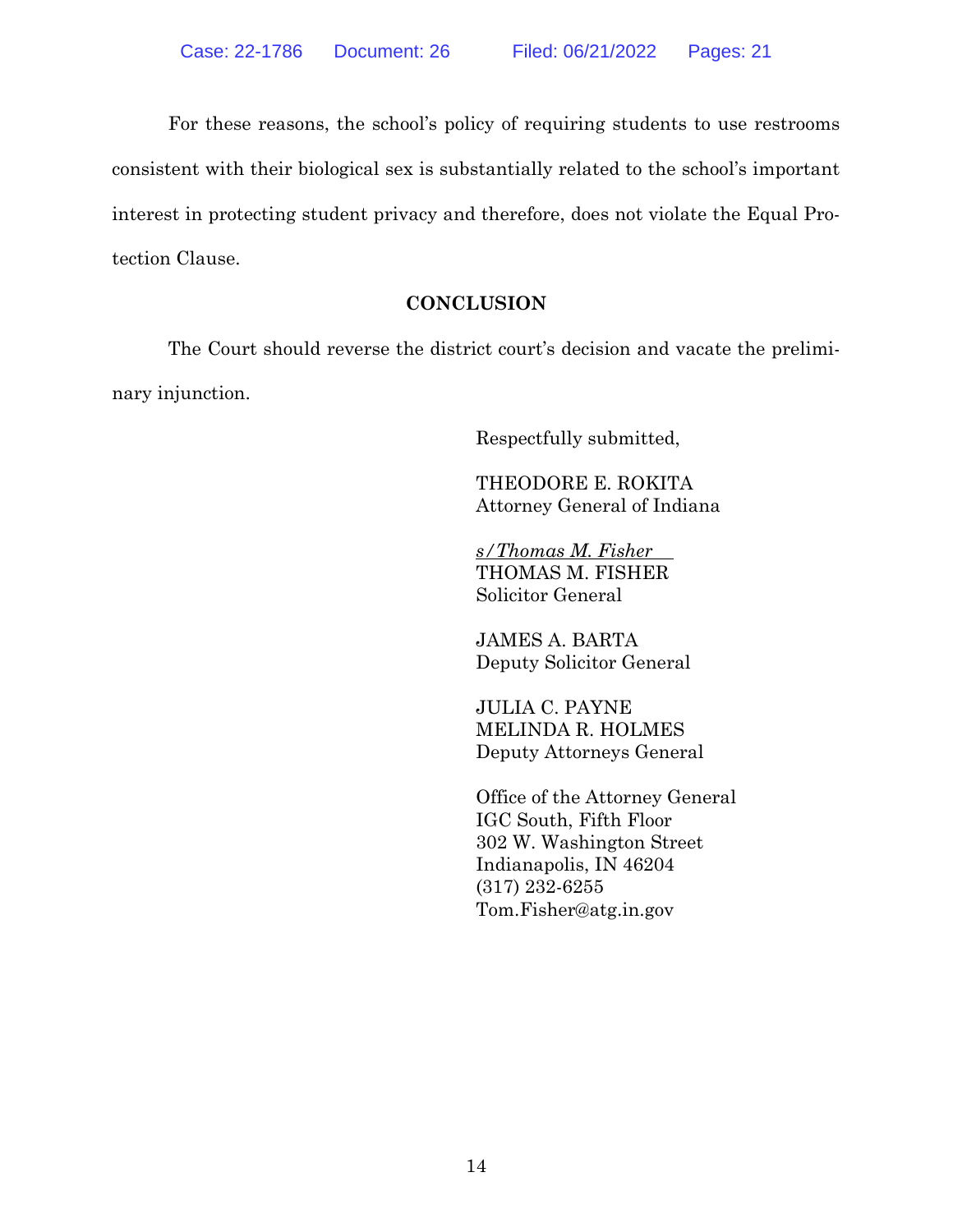For these reasons, the school's policy of requiring students to use restrooms consistent with their biological sex is substantially related to the school's important interest in protecting student privacy and therefore, does not violate the Equal Protection Clause.

## CONCLUSION

The Court should reverse the district court's decision and vacate the preliminary injunction.

Respectfully submitted,

THEODORE E. ROKITA
Attorney General of Indiana

*s/Thomas M. Fisher*
THOMAS M. FISHER
Solicitor General

JAMES A. BARTA
Deputy Solicitor General

JULIA C. PAYNE
MELINDA R. HOLMES
Deputy Attorneys General

Office of the Attorney General
IGC South, Fifth Floor
302 W. Washington Street
Indianapolis, IN 46204
(317) 232-6255
Tom.Fisher@atg.in.gov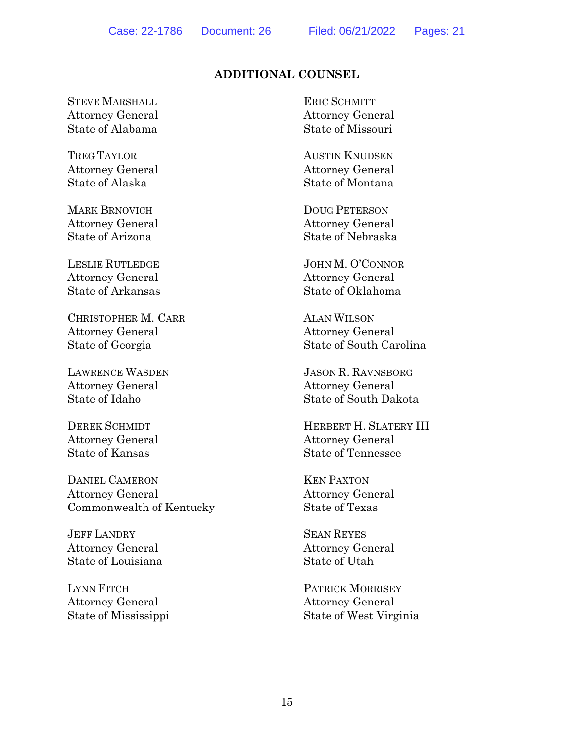## ADDITIONAL COUNSEL

STEVE MARSHALL
Attorney General
State of Alabama

TREG TAYLOR
Attorney General
State of Alaska

MARK BRNOVICH
Attorney General
State of Arizona

LESLIE RUTLEDGE
Attorney General
State of Arkansas

CHRISTOPHER M. CARR
Attorney General
State of Georgia

LAWRENCE WASDEN
Attorney General
State of Idaho

DEREK SCHMIDT
Attorney General
State of Kansas

DANIEL CAMERON
Attorney General
Commonwealth of Kentucky

JEFF LANDRY
Attorney General
State of Louisiana

LYNN FITCH
Attorney General
State of Mississippi

ERIC SCHMITT
Attorney General
State of Missouri

AUSTIN KNUDSEN
Attorney General
State of Montana

DOUG PETERSON
Attorney General
State of Nebraska

JOHN M. O'CONNOR
Attorney General
State of Oklahoma

ALAN WILSON
Attorney General
State of South Carolina

JASON R. RAVNSBORG
Attorney General
State of South Dakota

HERBERT H. SLATERY III
Attorney General
State of Tennessee

KEN PAXTON
Attorney General
State of Texas

SEAN REYES
Attorney General
State of Utah

PATRICK MORRISEY
Attorney General
State of West Virginia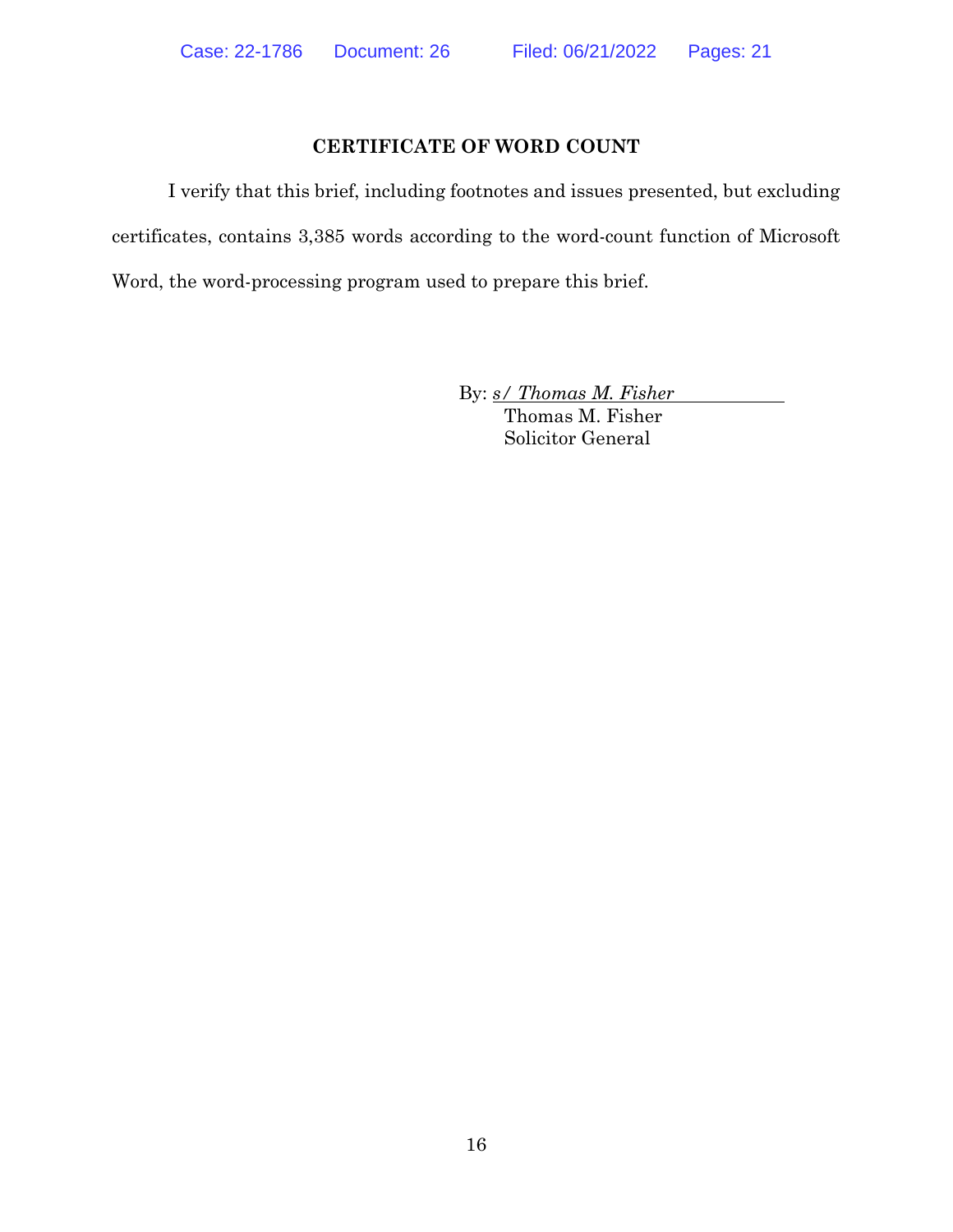## CERTIFICATE OF WORD COUNT

I verify that this brief, including footnotes and issues presented, but excluding certificates, contains 3,385 words according to the word-count function of Microsoft Word, the word-processing program used to prepare this brief.

By: *s/ Thomas M. Fisher*
Thomas M. Fisher
Solicitor General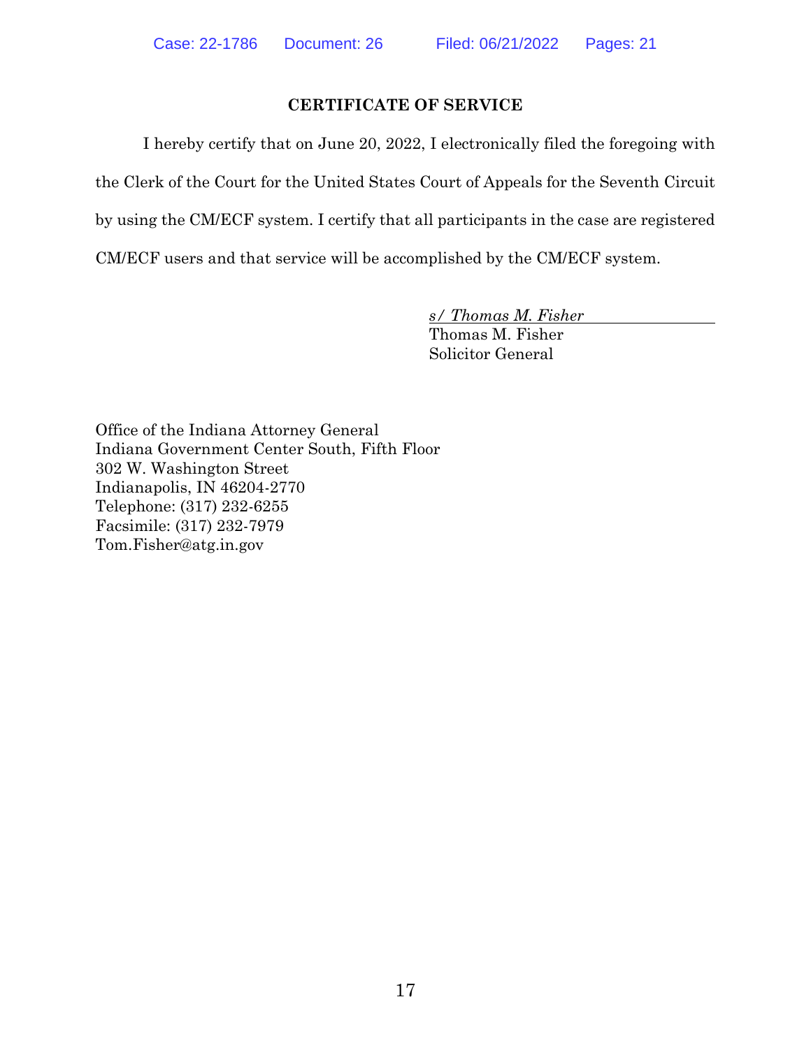## CERTIFICATE OF SERVICE

I hereby certify that on June 20, 2022, I electronically filed the foregoing with the Clerk of the Court for the United States Court of Appeals for the Seventh Circuit by using the CM/ECF system. I certify that all participants in the case are registered CM/ECF users and that service will be accomplished by the CM/ECF system.

*s/ Thomas M. Fisher*
Thomas M. Fisher
Solicitor General

Office of the Indiana Attorney General
Indiana Government Center South, Fifth Floor
302 W. Washington Street
Indianapolis, IN 46204-2770
Telephone: (317) 232-6255
Facsimile: (317) 232-7979
Tom.Fisher@atg.in.gov